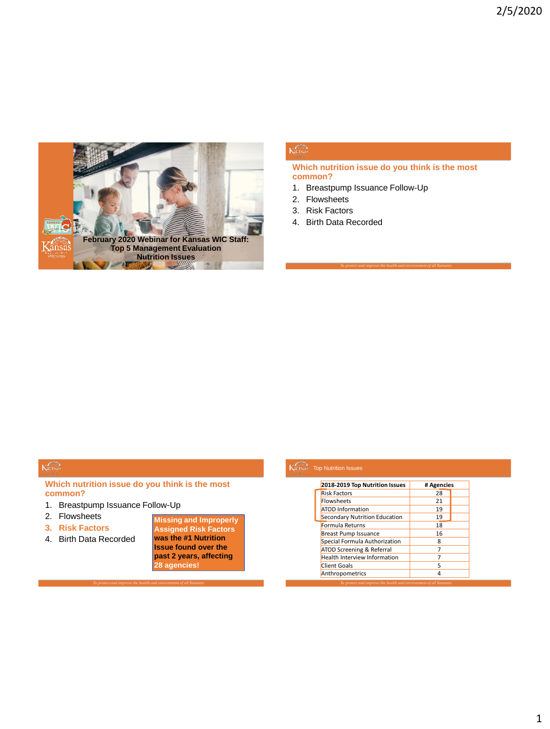## February 2020 Webinar for Kansas WIC Staff: Top 5 Management Evaluation Nutrition Issues

### Which nutrition issue do you think is the most common?

1. Breastpump Issuance Follow-Up
2. Flowsheets
3. Risk Factors
4. Birth Data Recorded

### Which nutrition issue do you think is the most common?

1. Breastpump Issuance Follow-Up
2. Flowsheets
3. **Risk Factors**
4. Birth Data Recorded

**Missing and Improperly Assigned Risk Factors was the #1 Nutrition Issue found over the past 2 years, affecting 28 agencies!**

### Top Nutrition Issues

| 2018-2019 Top Nutrition Issues | # Agencies |
|---|---|
| Risk Factors | 28 |
| Flowsheets | 21 |
| ATOD Information | 19 |
| Secondary Nutrition Education | 19 |
| Formula Returns | 18 |
| Breast Pump Issuance | 16 |
| Special Formula Authorization | 8 |
| ATOD Screening & Referral | 7 |
| Health Interview Information | 7 |
| Client Goals | 5 |
| Anthropometrics | 4 |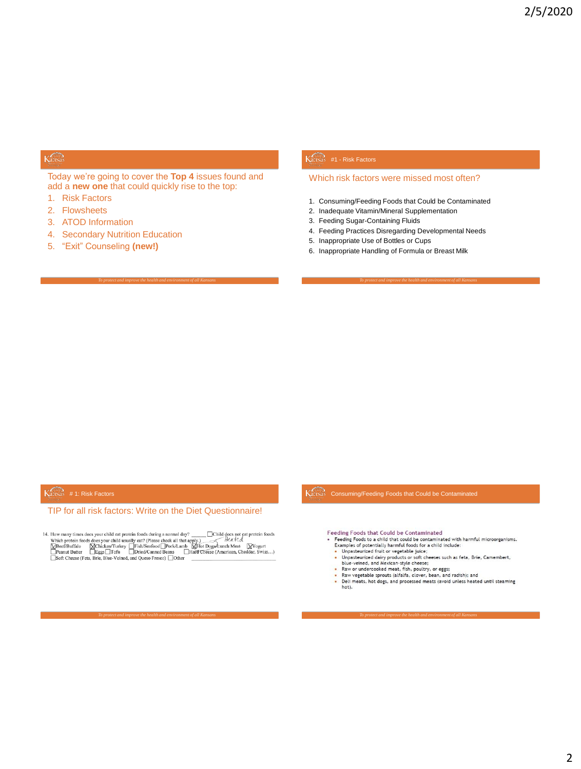Today we're going to cover the **Top 4** issues found and add a **new one** that could quickly rise to the top:

1. Risk Factors
2. Flowsheets
3. ATOD Information
4. Secondary Nutrition Education
5. "Exit" Counseling **(new!)**

*To protect and improve the health and environment of all Kansans*

## #1 - Risk Factors

Which risk factors were missed most often?

1. Consuming/Feeding Foods that Could be Contaminated
2. Inadequate Vitamin/Mineral Supplementation
3. Feeding Sugar-Containing Fluids
4. Feeding Practices Disregarding Developmental Needs
5. Inappropriate Use of Bottles or Cups
6. Inappropriate Handling of Formula or Breast Milk

*To protect and improve the health and environment of all Kansans*

## # 1: Risk Factors

TIP for all risk factors: Write on the Diet Questionnaire!

14. How many times does your child eat protein foods during a normal day? _____ ☐Child does not eat protein foods
Which protein foods does your child usually eat? (Please check all that apply.) *Heated*
☒Beef/Buffalo ☒Chicken/Turkey ☐Fish/Seafood ☐Pork/Lamb ☒Hot Dogs/Lunch Meat ☒Yogurt
☐Peanut Butter ☐Eggs ☐Tofu ☐Dried/Canned Beans ☐Hard Cheese (American, Cheddar, Swiss…)
☐Soft Cheese (Feta, Brie, Blue-Veined, and Queso Fresco) ☐Other ____________

*To protect and improve the health and environment of all Kansans*

## Consuming/Feeding Foods that Could be Contaminated

**Feeding Foods that Could be Contaminated**

- Feeding Foods to a child that could be contaminated with harmful microorganisms. Examples of potentially harmful foods for a child include:
  - Unpasteurized fruit or vegetable juice;
  - Unpasteurized dairy products or soft cheeses such as feta, Brie, Camembert, blue-veined, and Mexican-style cheese;
  - Raw or undercooked meat, fish, poultry, or eggs;
  - Raw vegetable sprouts (alfalfa, clover, bean, and radish); and
  - Deli meats, hot dogs, and processed meats (avoid unless heated until steaming hot).

*To protect and improve the health and environment of all Kansans*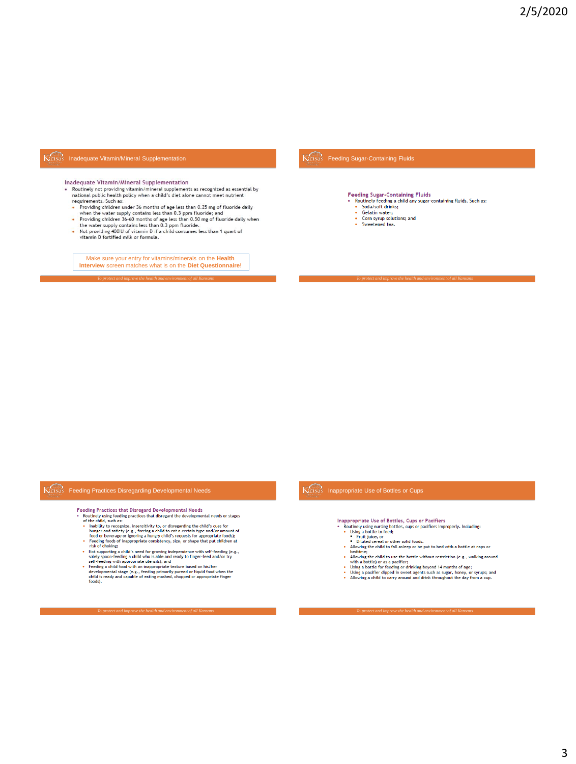## Inadequate Vitamin/Mineral Supplementation

### Inadequate Vitamin/Mineral Supplementation

- Routinely not providing vitamin/mineral supplements as recognized as essential by national public health policy when a child's diet alone cannot meet nutrient requirements. Such as:
  - Providing children under 36 months of age less than 0.25 mg of fluoride daily when the water supply contains less than 0.3 ppm fluoride; and
  - Providing children 36-60 months of age less than 0.50 mg of fluoride daily when the water supply contains less than 0.3 ppm fluoride.
  - Not providing 400IU of vitamin D if a child consumes less than 1 quart of vitamin D fortified milk or formula.

Make sure your entry for vitamins/minerals on the **Health Interview** screen matches what is on the **Diet Questionnaire**!

## Feeding Sugar-Containing Fluids

### Feeding Sugar-Containing Fluids

- Routinely feeding a child any sugar-containing fluids. Such as:
  - Soda/soft drinks;
  - Gelatin water;
  - Corn syrup solutions; and
  - Sweetened tea.

## Feeding Practices Disregarding Developmental Needs

### Feeding Practices that Disregard Developmental Needs

- Routinely using feeding practices that disregard the developmental needs or stages of the child, such as:
  - Inability to recognize, insensitivity to, or disregarding the child's cues for hunger and satiety (e.g., forcing a child to eat a certain type and/or amount of food or beverage or ignoring a hungry child's requests for appropriate foods);
  - Feeding foods of inappropriate consistency, size, or shape that put children at risk of choking;
  - Not supporting a child's need for growing independence with self-feeding (e.g., solely spoon-feeding a child who is able and ready to finger-feed and/or try self-feeding with appropriate utensils); and
  - Feeding a child food with an inappropriate texture based on his/her developmental stage (e.g., feeding primarily pureed or liquid food when the child is ready and capable of eating mashed, chopped or appropriate finger foods).

## Inappropriate Use of Bottles or Cups

### Inappropriate Use of Bottles, Cups or Pacifiers

- Routinely using nursing bottles, cups or pacifiers improperly. Including:
  - Using a bottle to feed:
    - Fruit juice, or
    - Diluted cereal or other solid foods.
  - Allowing the child to fall asleep or be put to bed with a bottle at naps or bedtime;
  - Allowing the child to use the bottle without restriction (e.g., walking around with a bottle) or as a pacifier;
  - Using a bottle for feeding or drinking beyond 14 months of age;
  - Using a pacifier dipped in sweet agents such as sugar, honey, or syrups; and
  - Allowing a child to carry around and drink throughout the day from a cup.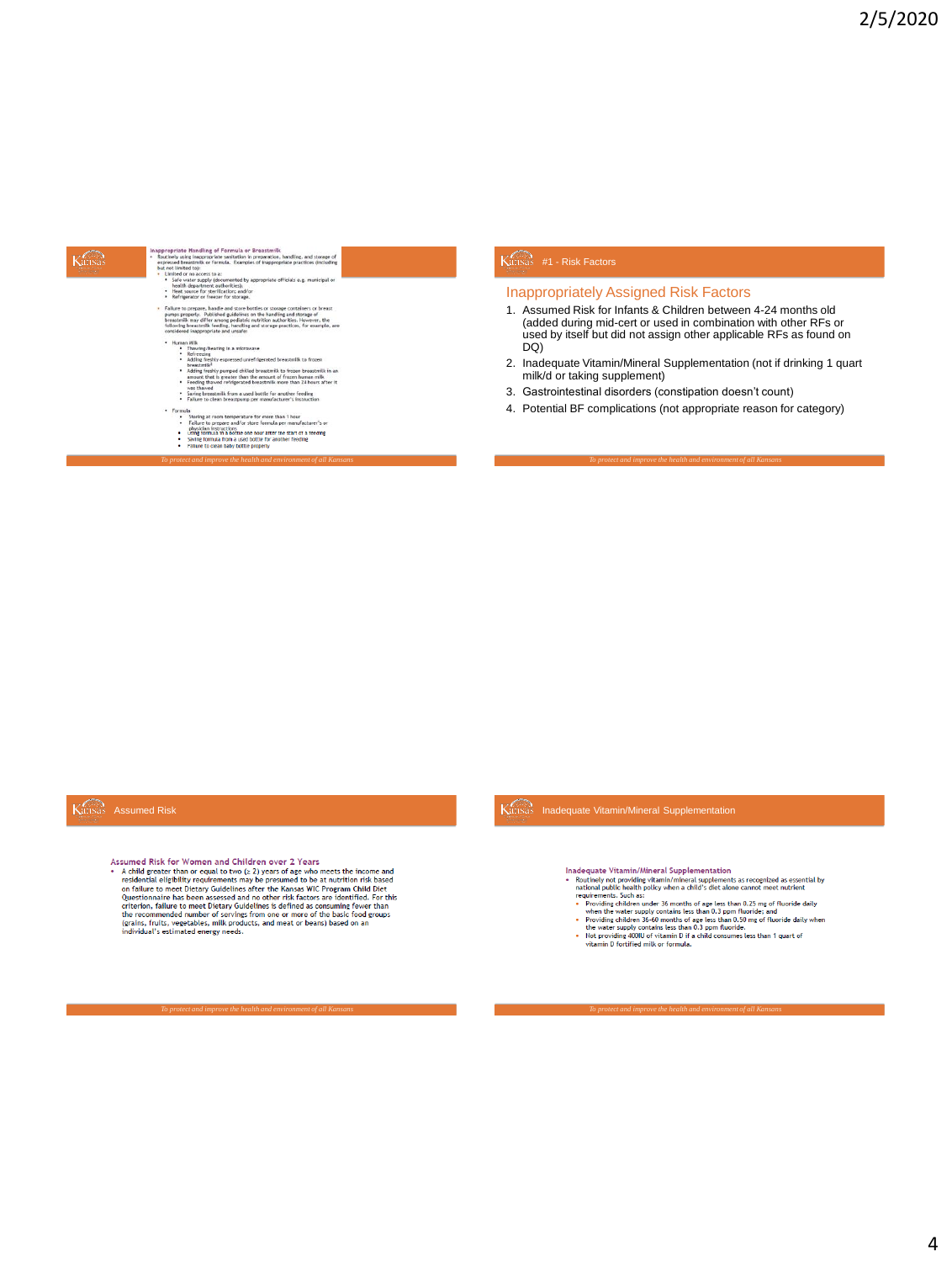### Inappropriate Handling of Formula or Breastmilk

- Routinely using inappropriate sanitation in preparation, handling, and storage of expressed breastmilk or formula. Examples of inappropriate practices (including but not limited to):
  - Limited or no access to a:
    - Safe water supply (documented by appropriate officials e.g. municipal or health department authorities);
    - Heat source for sterilization; and/or
    - Refrigerator or freezer for storage.
  - Failure to prepare, handle and store bottles or storage containers or breast pumps properly. Published guidelines on the handling and storage of breastmilk may differ among pediatric nutrition authorities. However, the following breastmilk feeding, handling and storage practices, for example, are considered inappropriate and unsafe:
    - Human Milk
      - Thawing/heating in a microwave
      - Refreezing
      - Adding freshly expressed unrefrigerated breastmilk to frozen breastmilk
      - Adding freshly pumped chilled breastmilk to frozen breastmilk in an amount that is greater than the amount of frozen human milk
      - Feeding thawed refrigerated breastmilk more than 24 hours after it was thawed
      - Saving breastmilk from a used bottle for another feeding
      - Failure to clean breastpump per manufacturer's instruction
    - Formula
      - Storing at room temperature for more than 1 hour
      - Failure to prepare and/or store formula per manufacturer's or physician instructions
      - Using formula in a bottle one hour after the start of a feeding
      - Saving formula from a used bottle for another feeding
      - Failure to clean baby bottle properly

To protect and improve the health and environment of all Kansans

## #1 - Risk Factors

### Inappropriately Assigned Risk Factors

1. Assumed Risk for Infants & Children between 4-24 months old (added during mid-cert or used in combination with other RFs or used by itself but did not assign other applicable RFs as found on DQ)
2. Inadequate Vitamin/Mineral Supplementation (not if drinking 1 quart milk/d or taking supplement)
3. Gastrointestinal disorders (constipation doesn't count)
4. Potential BF complications (not appropriate reason for category)

To protect and improve the health and environment of all Kansans

## Assumed Risk

### Assumed Risk for Women and Children over 2 Years

- A child greater than or equal to two (≥ 2) years of age who meets the income and residential eligibility requirements may be presumed to be at nutrition risk based on failure to meet Dietary Guidelines after the Kansas WIC Program Child Diet Questionnaire has been assessed and no other risk factors are identified. For this criterion, failure to meet Dietary Guidelines is defined as consuming fewer than the recommended number of servings from one or more of the basic food groups (grains, fruits, vegetables, milk products, and meat or beans) based on an individual's estimated energy needs.

To protect and improve the health and environment of all Kansans

## Inadequate Vitamin/Mineral Supplementation

### Inadequate Vitamin/Mineral Supplementation

- Routinely not providing vitamin/mineral supplements as recognized as essential by national public health policy when a child's diet alone cannot meet nutrient requirements. Such as:
  - Providing children under 36 months of age less than 0.25 mg of fluoride daily when the water supply contains less than 0.3 ppm fluoride; and
  - Providing children 36-60 months of age less than 0.50 mg of fluoride daily when the water supply contains less than 0.3 ppm fluoride.
  - Not providing 400IU of vitamin D if a child consumes less than 1 quart of vitamin D fortified milk or formula.

To protect and improve the health and environment of all Kansans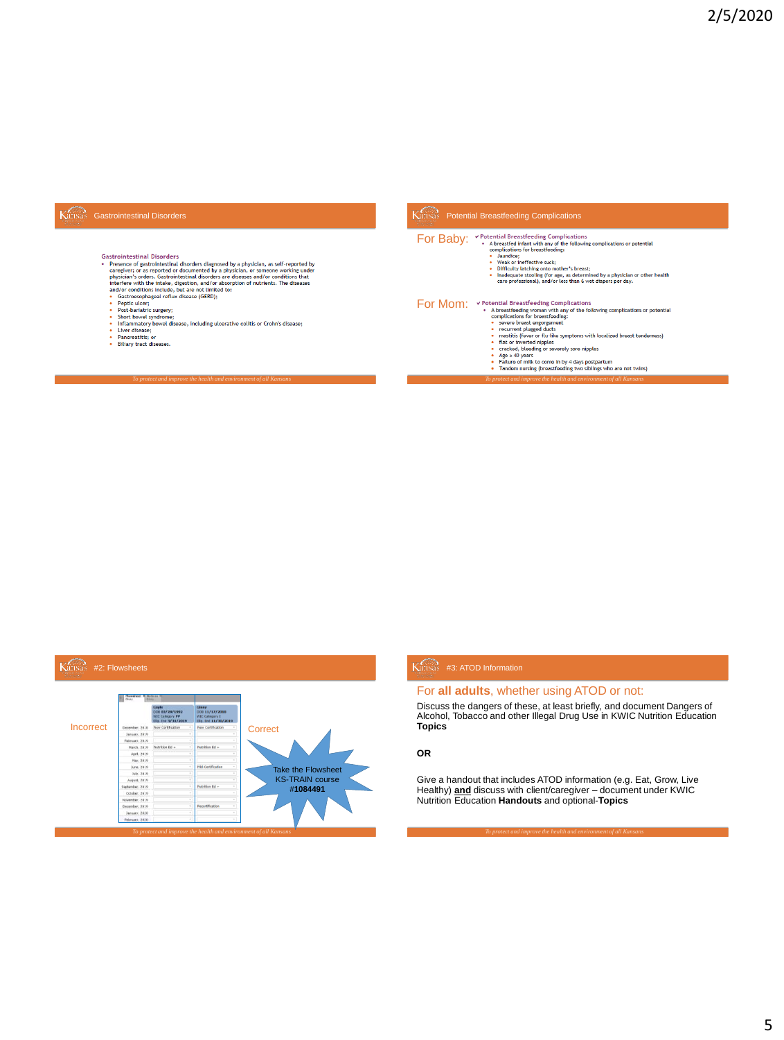## Gastrointestinal Disorders

**Gastrointestinal Disorders**

- Presence of gastrointestinal disorders diagnosed by a physician, as self-reported by caregiver; or as reported or documented by a physician, or someone working under physician's orders. Gastrointestinal disorders are diseases and/or conditions that interfere with the intake, digestion, and/or absorption of nutrients. The diseases and/or conditions include, but are not limited to:
  - Gastroesophageal reflux disease (GERD);
  - Peptic ulcer;
  - Post-bariatric surgery;
  - Short bowel syndrome;
  - Inflammatory bowel disease, including ulcerative colitis or Crohn's disease;
  - Liver disease;
  - Pancreatitis; or
  - Biliary tract diseases.

## Potential Breastfeeding Complications

**For Baby:**

✔ Potential Breastfeeding Complications

- A breastfed infant with any of the following complications or potential complications for breastfeeding:
  - Jaundice;
  - Weak or ineffective suck;
  - Difficulty latching onto mother's breast;
  - Inadequate stooling (for age, as determined by a physician or other health care professional), and/or less than 6 wet diapers per day.

**For Mom:**

✔ Potential Breastfeeding Complications

- A breastfeeding woman with any of the following complications or potential complications for breastfeeding:
  - severe breast engorgement
  - recurrent plugged ducts
  - mastitis (fever or flu-like symptoms with localized breast tenderness)
  - flat or inverted nipples
  - cracked, bleeding or severely sore nipples
  - Age ≥ 40 years
  - Failure of milk to come in by 4 days postpartum
  - Tandem nursing (breastfeeding two siblings who are not twins)

## #2: Flowsheets

Incorrect

Correct

Take the Flowsheet KS-TRAIN course **#1084491**

## #3: ATOD Information

For **all adults**, whether using ATOD or not:

Discuss the dangers of these, at least briefly, and document Dangers of Alcohol, Tobacco and other Illegal Drug Use in KWIC Nutrition Education **Topics**

**OR**

Give a handout that includes ATOD information (e.g. Eat, Grow, Live Healthy) **and** discuss with client/caregiver – document under KWIC Nutrition Education **Handouts** and optional-**Topics**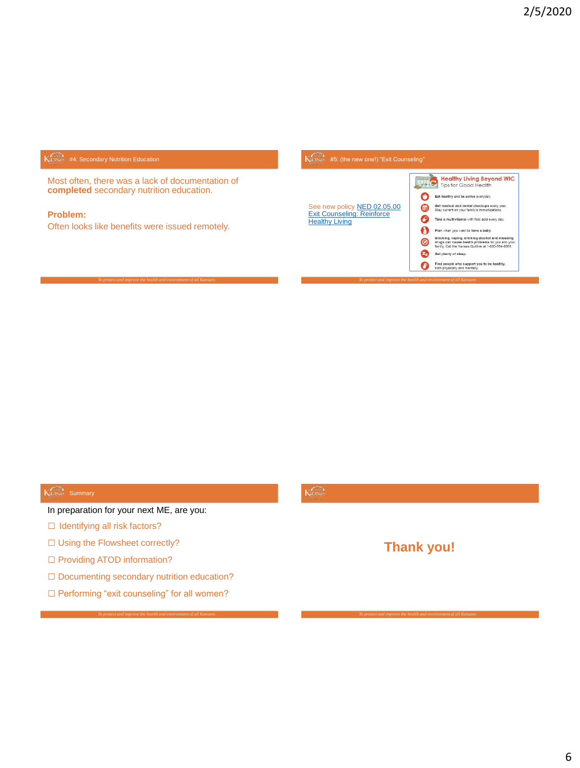## #4: Secondary Nutrition Education

Most often, there was a lack of documentation of **completed** secondary nutrition education.

**Problem:**

Often looks like benefits were issued remotely.

To protect and improve the health and environment of all Kansans

## #5: (the new one!) "Exit Counseling"

See new policy NED 02.05.00 Exit Counseling: Reinforce Healthy Living

**Healthy Living Beyond WIC**
Tips for Good Health

- Eat healthy and be active everyday.
- Get medical and dental checkups every year. Stay current on your family's immunizations.
- Take a multivitamin with folic acid every day.
- Plan when you want to have a baby.
- Smoking, vaping, drinking alcohol and misusing drugs can cause health problems for you and your family. Call the Kansas Quitline at 1-800-784-8669.
- Get plenty of sleep.
- Find people who support you to be healthy, both physically and mentally.

To protect and improve the health and environment of all Kansans

## Summary

In preparation for your next ME, are you:

- ☐ Identifying all risk factors?
- ☐ Using the Flowsheet correctly?
- ☐ Providing ATOD information?
- ☐ Documenting secondary nutrition education?
- ☐ Performing "exit counseling" for all women?

To protect and improve the health and environment of all Kansans

**Thank you!**

To protect and improve the health and environment of all Kansans